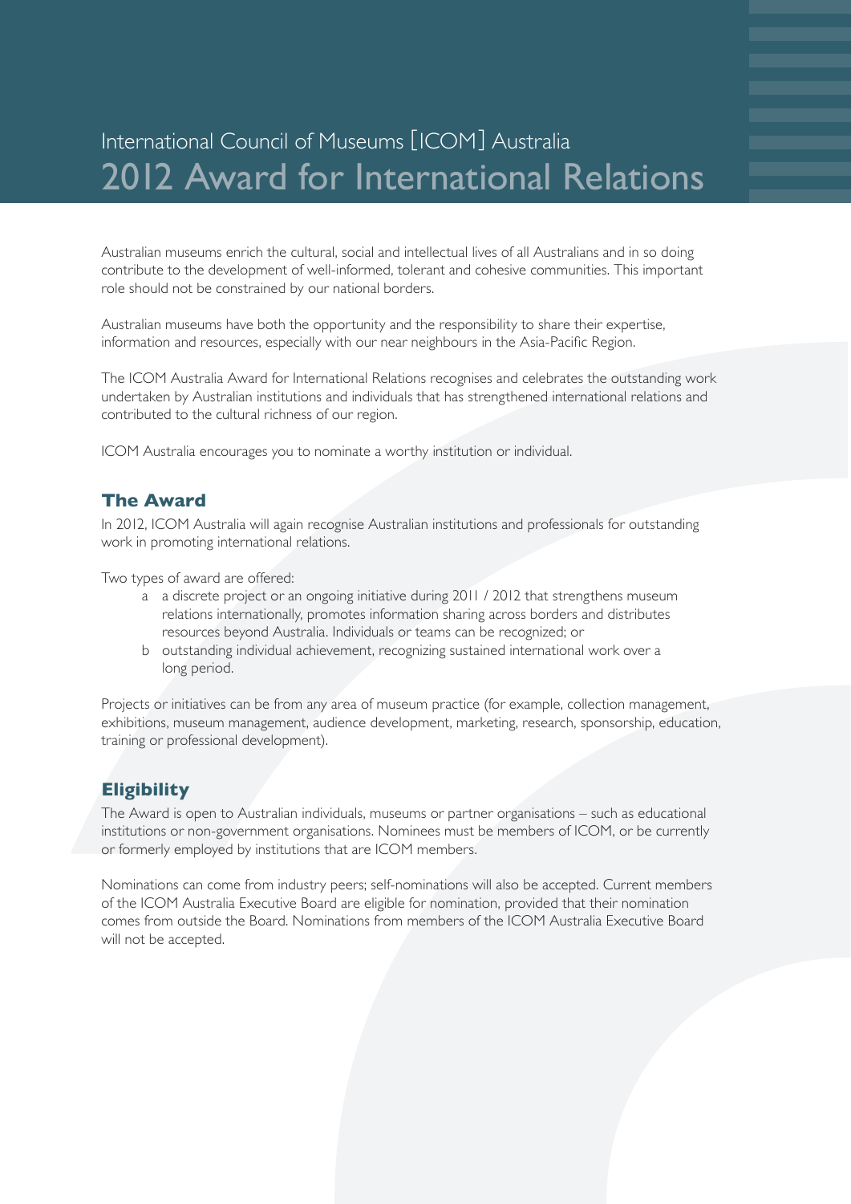# International Council of Museums [ICOM] Australia
# 2012 Award for International Relations

Australian museums enrich the cultural, social and intellectual lives of all Australians and in so doing contribute to the development of well-informed, tolerant and cohesive communities. This important role should not be constrained by our national borders.

Australian museums have both the opportunity and the responsibility to share their expertise, information and resources, especially with our near neighbours in the Asia-Pacific Region.

The ICOM Australia Award for International Relations recognises and celebrates the outstanding work undertaken by Australian institutions and individuals that has strengthened international relations and contributed to the cultural richness of our region.

ICOM Australia encourages you to nominate a worthy institution or individual.

## The Award

In 2012, ICOM Australia will again recognise Australian institutions and professionals for outstanding work in promoting international relations.

Two types of award are offered:

- a a discrete project or an ongoing initiative during 2011 / 2012 that strengthens museum relations internationally, promotes information sharing across borders and distributes resources beyond Australia. Individuals or teams can be recognized; or
- b outstanding individual achievement, recognizing sustained international work over a long period.

Projects or initiatives can be from any area of museum practice (for example, collection management, exhibitions, museum management, audience development, marketing, research, sponsorship, education, training or professional development).

## Eligibility

The Award is open to Australian individuals, museums or partner organisations – such as educational institutions or non-government organisations. Nominees must be members of ICOM, or be currently or formerly employed by institutions that are ICOM members.

Nominations can come from industry peers; self-nominations will also be accepted. Current members of the ICOM Australia Executive Board are eligible for nomination, provided that their nomination comes from outside the Board. Nominations from members of the ICOM Australia Executive Board will not be accepted.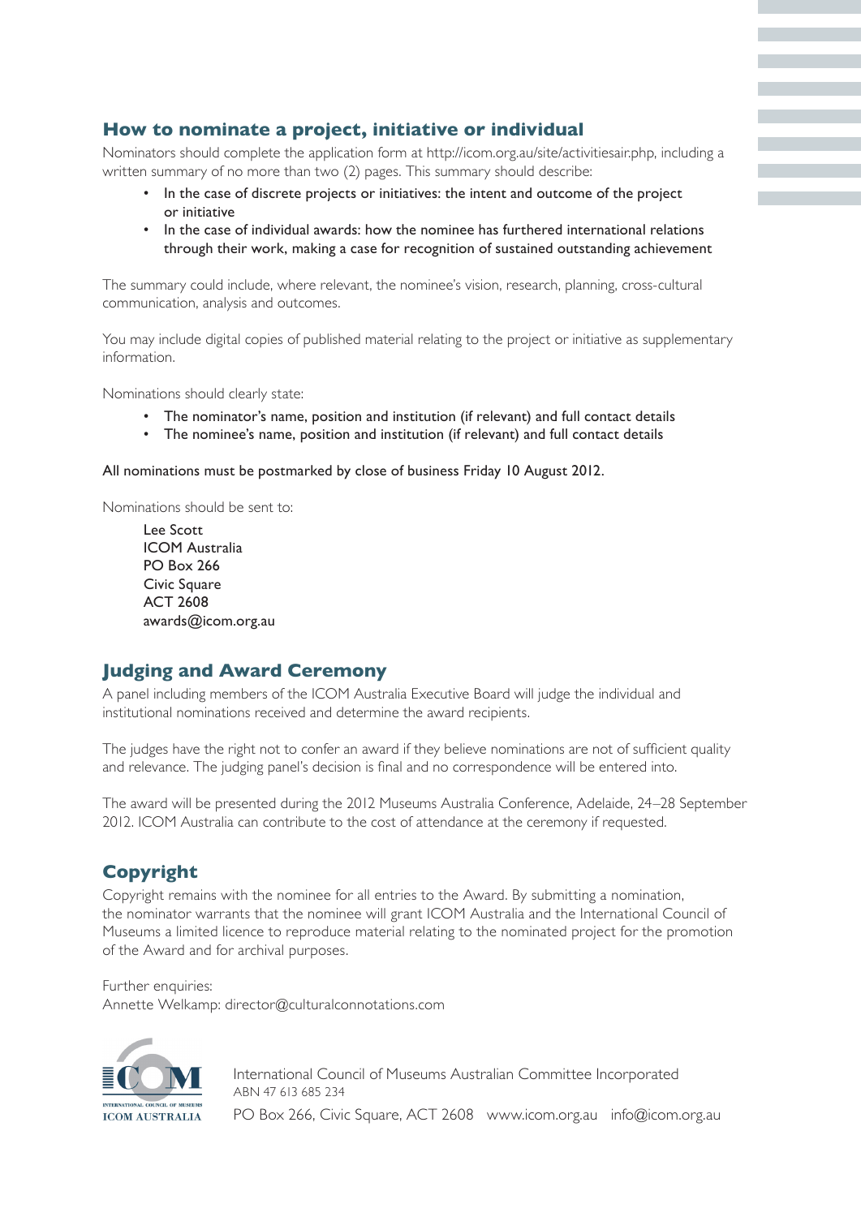## How to nominate a project, initiative or individual

Nominators should complete the application form at http://icom.org.au/site/activitiesair.php, including a written summary of no more than two (2) pages. This summary should describe:

- In the case of discrete projects or initiatives: the intent and outcome of the project or initiative
- In the case of individual awards: how the nominee has furthered international relations through their work, making a case for recognition of sustained outstanding achievement

The summary could include, where relevant, the nominee's vision, research, planning, cross-cultural communication, analysis and outcomes.

You may include digital copies of published material relating to the project or initiative as supplementary information.

Nominations should clearly state:

- The nominator's name, position and institution (if relevant) and full contact details
- The nominee's name, position and institution (if relevant) and full contact details

All nominations must be postmarked by close of business Friday 10 August 2012.

Nominations should be sent to:

Lee Scott
ICOM Australia
PO Box 266
Civic Square
ACT 2608
awards@icom.org.au

## Judging and Award Ceremony

A panel including members of the ICOM Australia Executive Board will judge the individual and institutional nominations received and determine the award recipients.

The judges have the right not to confer an award if they believe nominations are not of sufficient quality and relevance. The judging panel's decision is final and no correspondence will be entered into.

The award will be presented during the 2012 Museums Australia Conference, Adelaide, 24–28 September 2012. ICOM Australia can contribute to the cost of attendance at the ceremony if requested.

## Copyright

Copyright remains with the nominee for all entries to the Award. By submitting a nomination, the nominator warrants that the nominee will grant ICOM Australia and the International Council of Museums a limited licence to reproduce material relating to the nominated project for the promotion of the Award and for archival purposes.

Further enquiries:
Annette Welkamp: director@culturalconnotations.com

ICOM
INTERNATIONAL COUNCIL OF MUSEUMS
ICOM AUSTRALIA

International Council of Museums Australian Committee Incorporated
ABN 47 613 685 234
PO Box 266, Civic Square, ACT 2608 www.icom.org.au info@icom.org.au